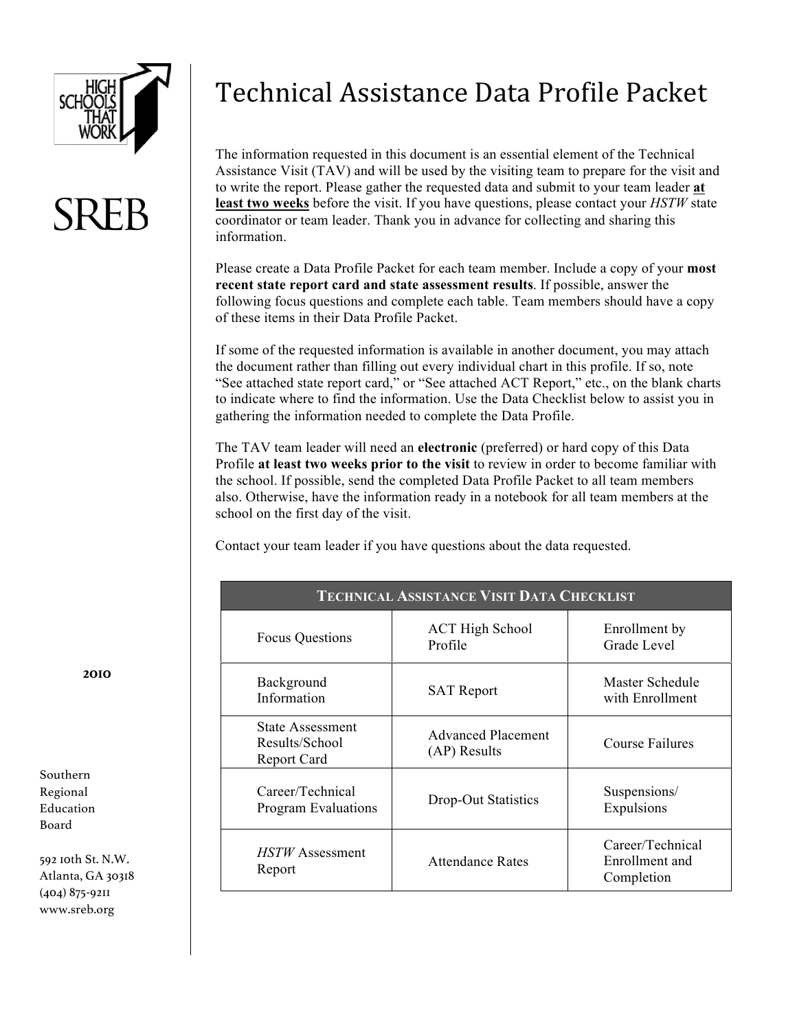High Schools That Work

SREB

2010

Southern Regional Education Board

592 10th St. N.W.
Atlanta, GA 30318
(404) 875-9211
www.sreb.org

# Technical Assistance Data Profile Packet

The information requested in this document is an essential element of the Technical Assistance Visit (TAV) and will be used by the visiting team to prepare for the visit and to write the report. Please gather the requested data and submit to your team leader **at least two weeks** before the visit. If you have questions, please contact your *HSTW* state coordinator or team leader. Thank you in advance for collecting and sharing this information.

Please create a Data Profile Packet for each team member. Include a copy of your **most recent state report card and state assessment results**. If possible, answer the following focus questions and complete each table. Team members should have a copy of these items in their Data Profile Packet.

If some of the requested information is available in another document, you may attach the document rather than filling out every individual chart in this profile. If so, note "See attached state report card," or "See attached ACT Report," etc., on the blank charts to indicate where to find the information. Use the Data Checklist below to assist you in gathering the information needed to complete the Data Profile.

The TAV team leader will need an **electronic** (preferred) or hard copy of this Data Profile **at least two weeks prior to the visit** to review in order to become familiar with the school. If possible, send the completed Data Profile Packet to all team members also. Otherwise, have the information ready in a notebook for all team members at the school on the first day of the visit.

Contact your team leader if you have questions about the data requested.

| Technical Assistance Visit Data Checklist | | |
|---|---|---|
| Focus Questions | ACT High School Profile | Enrollment by Grade Level |
| Background Information | SAT Report | Master Schedule with Enrollment |
| State Assessment Results/School Report Card | Advanced Placement (AP) Results | Course Failures |
| Career/Technical Program Evaluations | Drop-Out Statistics | Suspensions/ Expulsions |
| *HSTW* Assessment Report | Attendance Rates | Career/Technical Enrollment and Completion |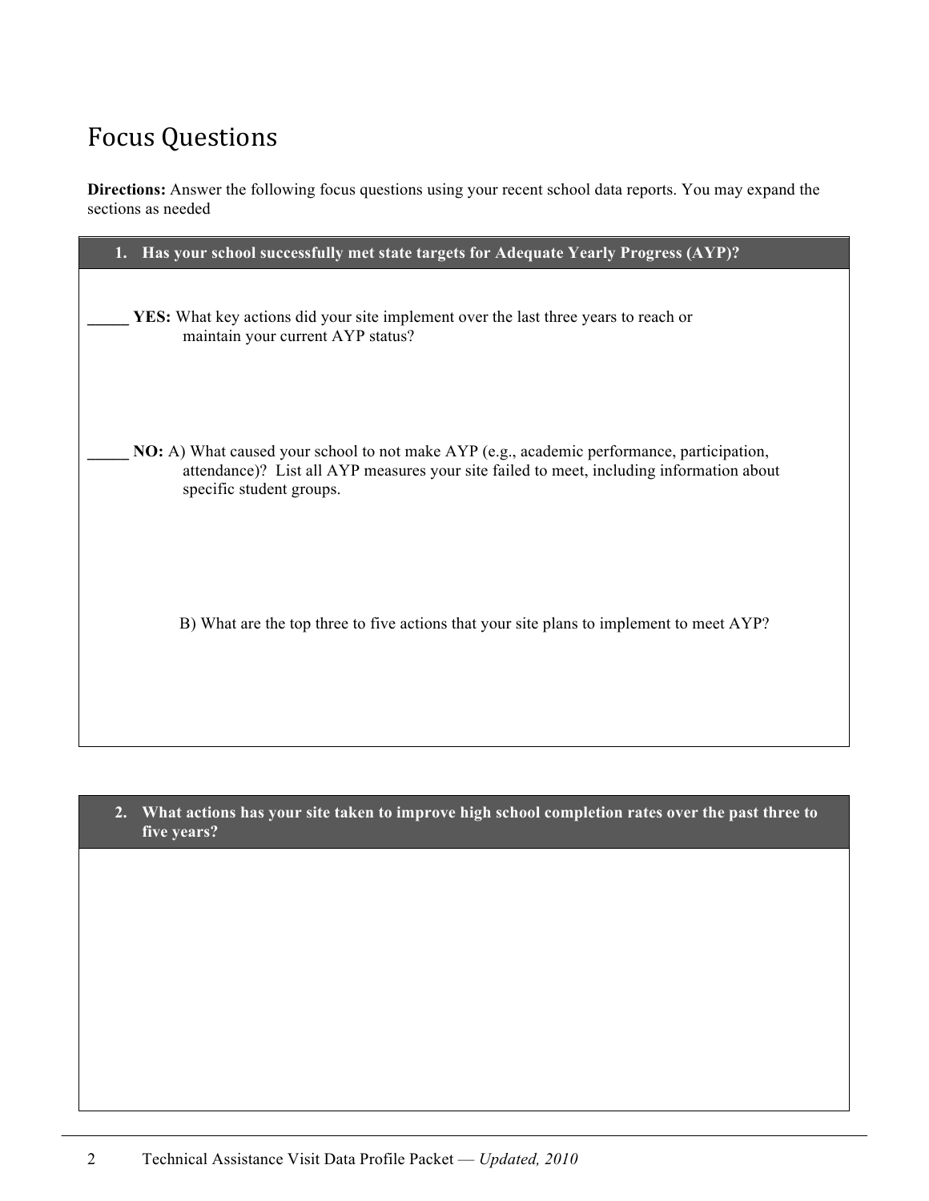# Focus Questions

**Directions:** Answer the following focus questions using your recent school data reports. You may expand the sections as needed

| **1. Has your school successfully met state targets for Adequate Yearly Progress (AYP)?** |
| --- |
| _____ **YES:** What key actions did your site implement over the last three years to reach or maintain your current AYP status?<br><br>_____ **NO:** A) What caused your school to not make AYP (e.g., academic performance, participation, attendance)? List all AYP measures your site failed to meet, including information about specific student groups.<br><br>B) What are the top three to five actions that your site plans to implement to meet AYP? |

| **2. What actions has your site taken to improve high school completion rates over the past three to five years?** |
| --- |
| |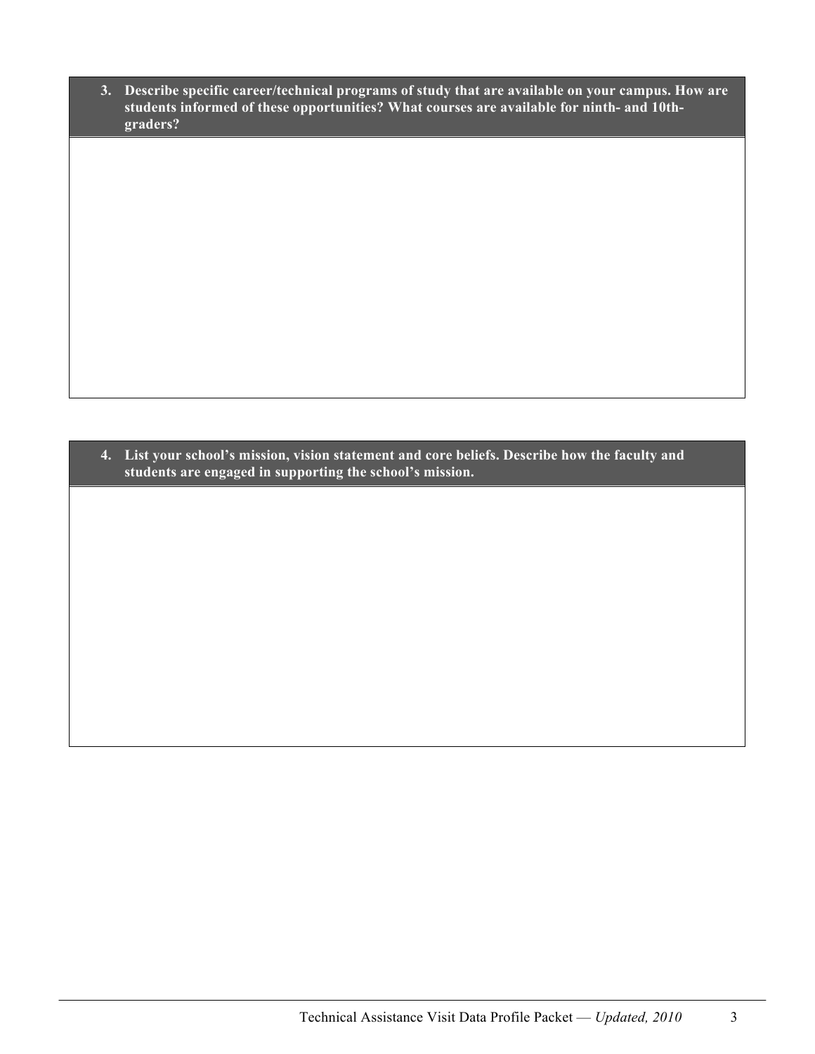**3. Describe specific career/technical programs of study that are available on your campus. How are students informed of these opportunities? What courses are available for ninth- and 10th-graders?**

**4. List your school's mission, vision statement and core beliefs. Describe how the faculty and students are engaged in supporting the school's mission.**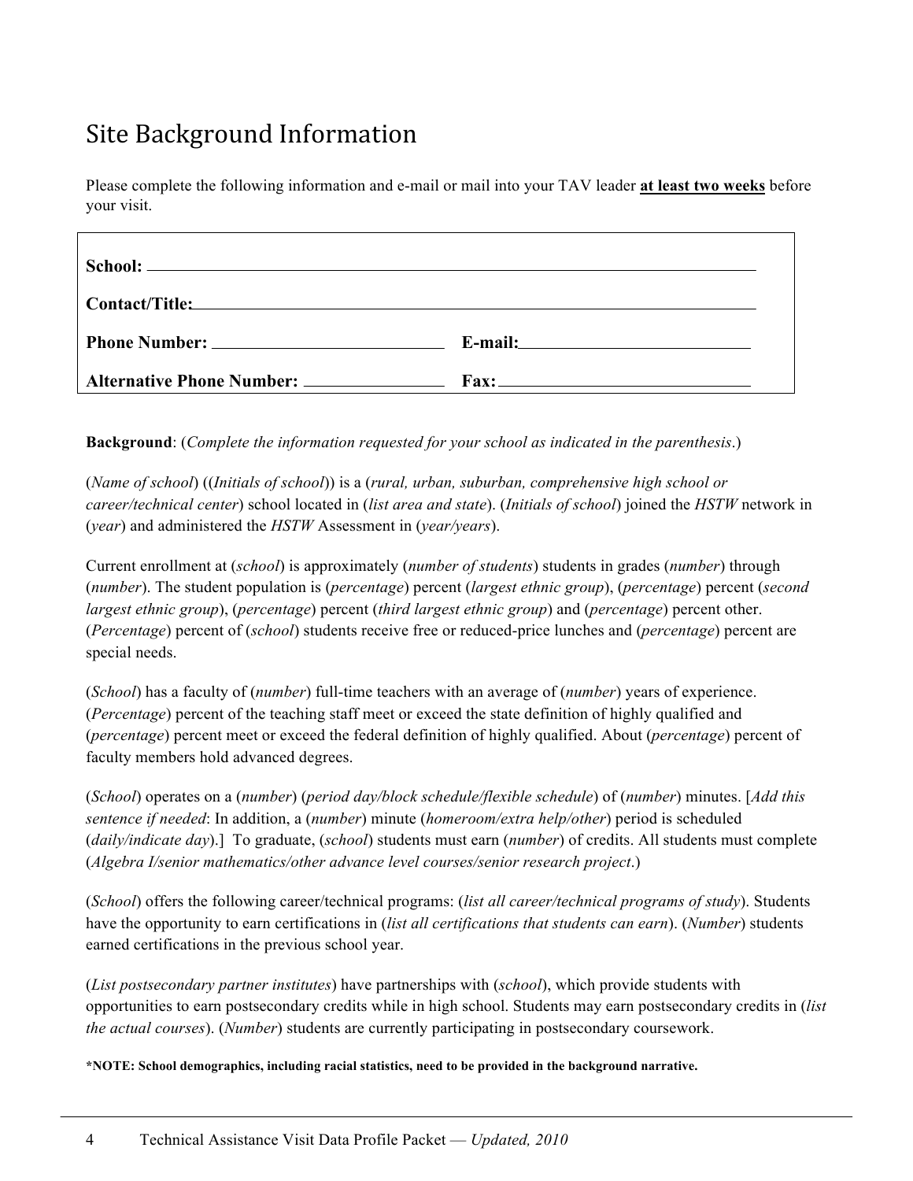# Site Background Information

Please complete the following information and e-mail or mail into your TAV leader **at least two weeks** before your visit.

**School:** ______________________________________________

**Contact/Title:** ______________________________________________

**Phone Number:** ____________________ **E-mail:** ____________________

**Alternative Phone Number:** ____________ **Fax:** ____________________

**Background**: (*Complete the information requested for your school as indicated in the parenthesis*.)

(*Name of school*) ((*Initials of school*)) is a (*rural, urban, suburban, comprehensive high school or career/technical center*) school located in (*list area and state*). (*Initials of school*) joined the *HSTW* network in (*year*) and administered the *HSTW* Assessment in (*year/years*).

Current enrollment at (*school*) is approximately (*number of students*) students in grades (*number*) through (*number*). The student population is (*percentage*) percent (*largest ethnic group*), (*percentage*) percent (*second largest ethnic group*), (*percentage*) percent (*third largest ethnic group*) and (*percentage*) percent other. (*Percentage*) percent of (*school*) students receive free or reduced-price lunches and (*percentage*) percent are special needs.

(*School*) has a faculty of (*number*) full-time teachers with an average of (*number*) years of experience. (*Percentage*) percent of the teaching staff meet or exceed the state definition of highly qualified and (*percentage*) percent meet or exceed the federal definition of highly qualified. About (*percentage*) percent of faculty members hold advanced degrees.

(*School*) operates on a (*number*) (*period day/block schedule/flexible schedule*) of (*number*) minutes. [*Add this sentence if needed*: In addition, a (*number*) minute (*homeroom/extra help/other*) period is scheduled (*daily/indicate day*).] To graduate, (*school*) students must earn (*number*) of credits. All students must complete (*Algebra I/senior mathematics/other advance level courses/senior research project*.)

(*School*) offers the following career/technical programs: (*list all career/technical programs of study*). Students have the opportunity to earn certifications in (*list all certifications that students can earn*). (*Number*) students earned certifications in the previous school year.

(*List postsecondary partner institutes*) have partnerships with (*school*), which provide students with opportunities to earn postsecondary credits while in high school. Students may earn postsecondary credits in (*list the actual courses*). (*Number*) students are currently participating in postsecondary coursework.

***NOTE: School demographics, including racial statistics, need to be provided in the background narrative.**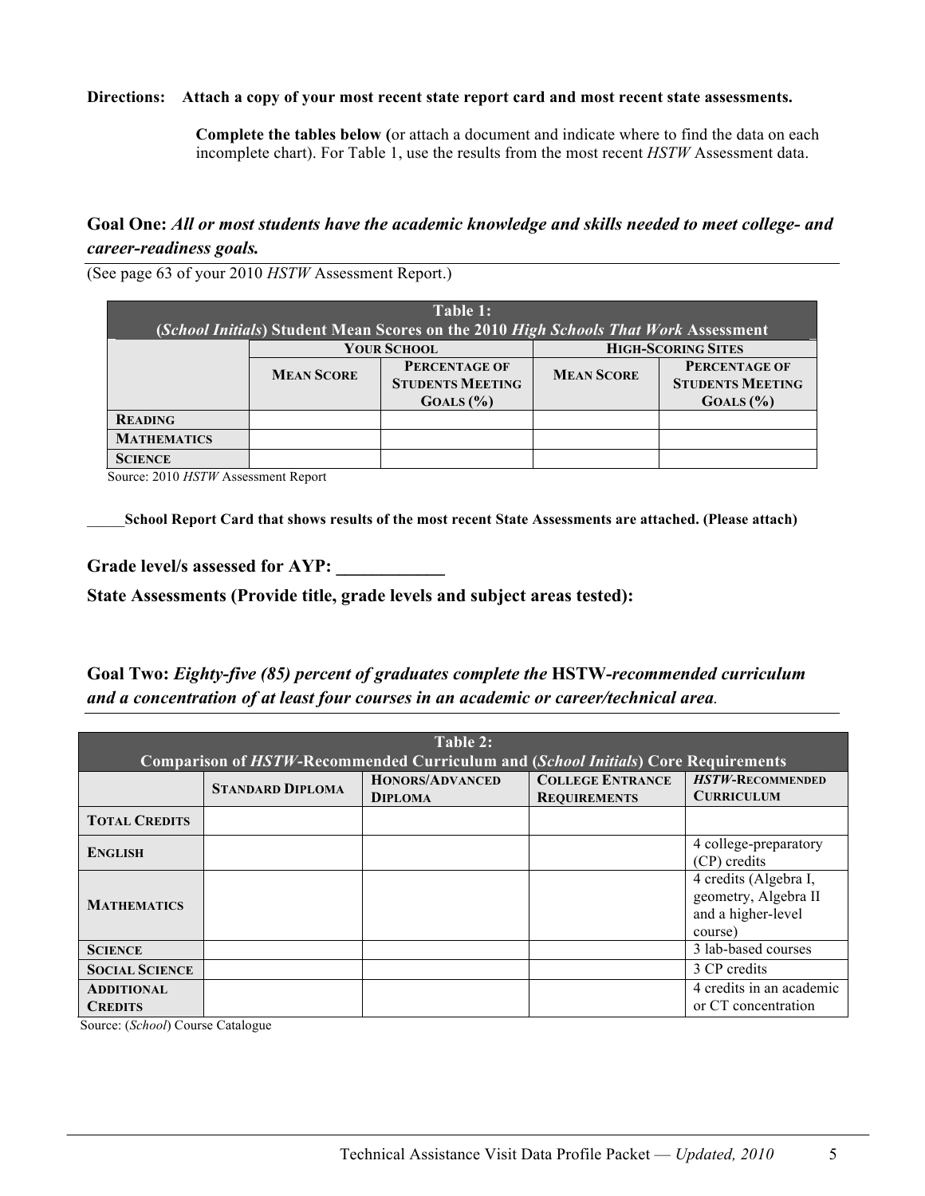**Directions: Attach a copy of your most recent state report card and most recent state assessments.**

**Complete the tables below (**or attach a document and indicate where to find the data on each incomplete chart). For Table 1, use the results from the most recent *HSTW* Assessment data.

## Goal One: *All or most students have the academic knowledge and skills needed to meet college- and career-readiness goals.*

(See page 63 of your 2010 *HSTW* Assessment Report.)

**Table 1: (*School Initials*) Student Mean Scores on the 2010 *High Schools That Work* Assessment**

| | YOUR SCHOOL | | HIGH-SCORING SITES | |
|---|---|---|---|---|
| | MEAN SCORE | PERCENTAGE OF STUDENTS MEETING GOALS (%) | MEAN SCORE | PERCENTAGE OF STUDENTS MEETING GOALS (%) |
| READING | | | | |
| MATHEMATICS | | | | |
| SCIENCE | | | | |

Source: 2010 *HSTW* Assessment Report

_____**School Report Card that shows results of the most recent State Assessments are attached. (Please attach)**

**Grade level/s assessed for AYP: ____________**

**State Assessments (Provide title, grade levels and subject areas tested):**

## Goal Two: *Eighty-five (85) percent of graduates complete the* HSTW*-recommended curriculum and a concentration of at least four courses in an academic or career/technical area.*

**Table 2: Comparison of *HSTW*-Recommended Curriculum and (*School Initials*) Core Requirements**

| | STANDARD DIPLOMA | HONORS/ADVANCED DIPLOMA | COLLEGE ENTRANCE REQUIREMENTS | *HSTW*-RECOMMENDED CURRICULUM |
|---|---|---|---|---|
| TOTAL CREDITS | | | | |
| ENGLISH | | | | 4 college-preparatory (CP) credits |
| MATHEMATICS | | | | 4 credits (Algebra I, geometry, Algebra II and a higher-level course) |
| SCIENCE | | | | 3 lab-based courses |
| SOCIAL SCIENCE | | | | 3 CP credits |
| ADDITIONAL CREDITS | | | | 4 credits in an academic or CT concentration |

Source: (*School*) Course Catalogue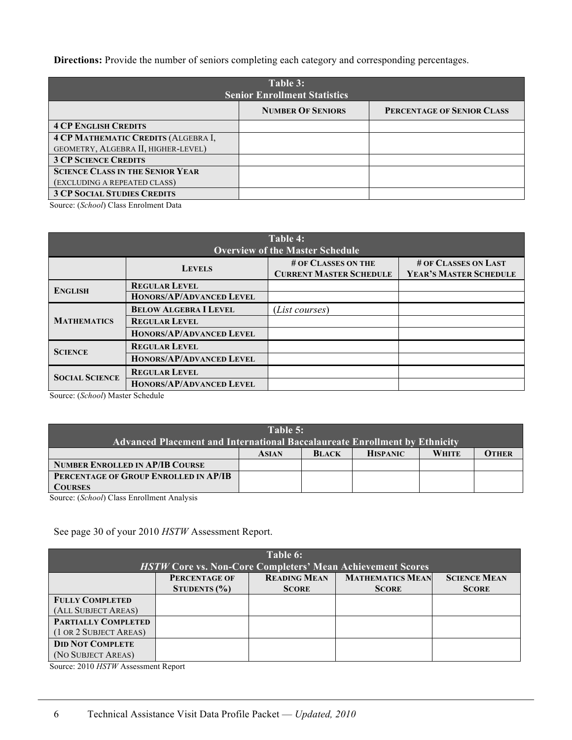**Directions:** Provide the number of seniors completing each category and corresponding percentages.

| Table 3: Senior Enrollment Statistics | | |
|---|---|---|
| | **Number Of Seniors** | **Percentage of Senior Class** |
| **4 CP English Credits** | | |
| **4 CP Mathematic Credits** (Algebra I, geometry, Algebra II, higher-level) | | |
| **3 CP Science Credits** | | |
| **Science Class in the Senior Year** (excluding a repeated class) | | |
| **3 CP Social Studies Credits** | | |

Source: (*School*) Class Enrolment Data

| Table 4: Overview of the Master Schedule | | | |
|---|---|---|---|
| | **Levels** | **# of Classes on the Current Master Schedule** | **# of Classes on Last Year's Master Schedule** |
| **English** | **Regular Level** | | |
| | **Honors/AP/Advanced Level** | | |
| **Mathematics** | **Below Algebra I Level** | (*List courses*) | |
| | **Regular Level** | | |
| | **Honors/AP/Advanced Level** | | |
| **Science** | **Regular Level** | | |
| | **Honors/AP/Advanced Level** | | |
| **Social Science** | **Regular Level** | | |
| | **Honors/AP/Advanced Level** | | |

Source: (*School*) Master Schedule

| Table 5: Advanced Placement and International Baccalaureate Enrollment by Ethnicity | | | | | |
|---|---|---|---|---|---|
| | **Asian** | **Black** | **Hispanic** | **White** | **Other** |
| **Number Enrolled in AP/IB Course** | | | | | |
| **Percentage of Group Enrolled in AP/IB Courses** | | | | | |

Source: (*School*) Class Enrollment Analysis

See page 30 of your 2010 *HSTW* Assessment Report.

| Table 6: *HSTW* Core vs. Non-Core Completers' Mean Achievement Scores | | | | |
|---|---|---|---|---|
| | **Percentage of Students (%)** | **Reading Mean Score** | **Mathematics Mean Score** | **Science Mean Score** |
| **Fully Completed** (All Subject Areas) | | | | |
| **Partially Completed** (1 or 2 Subject Areas) | | | | |
| **Did Not Complete** (No Subject Areas) | | | | |

Source: 2010 *HSTW* Assessment Report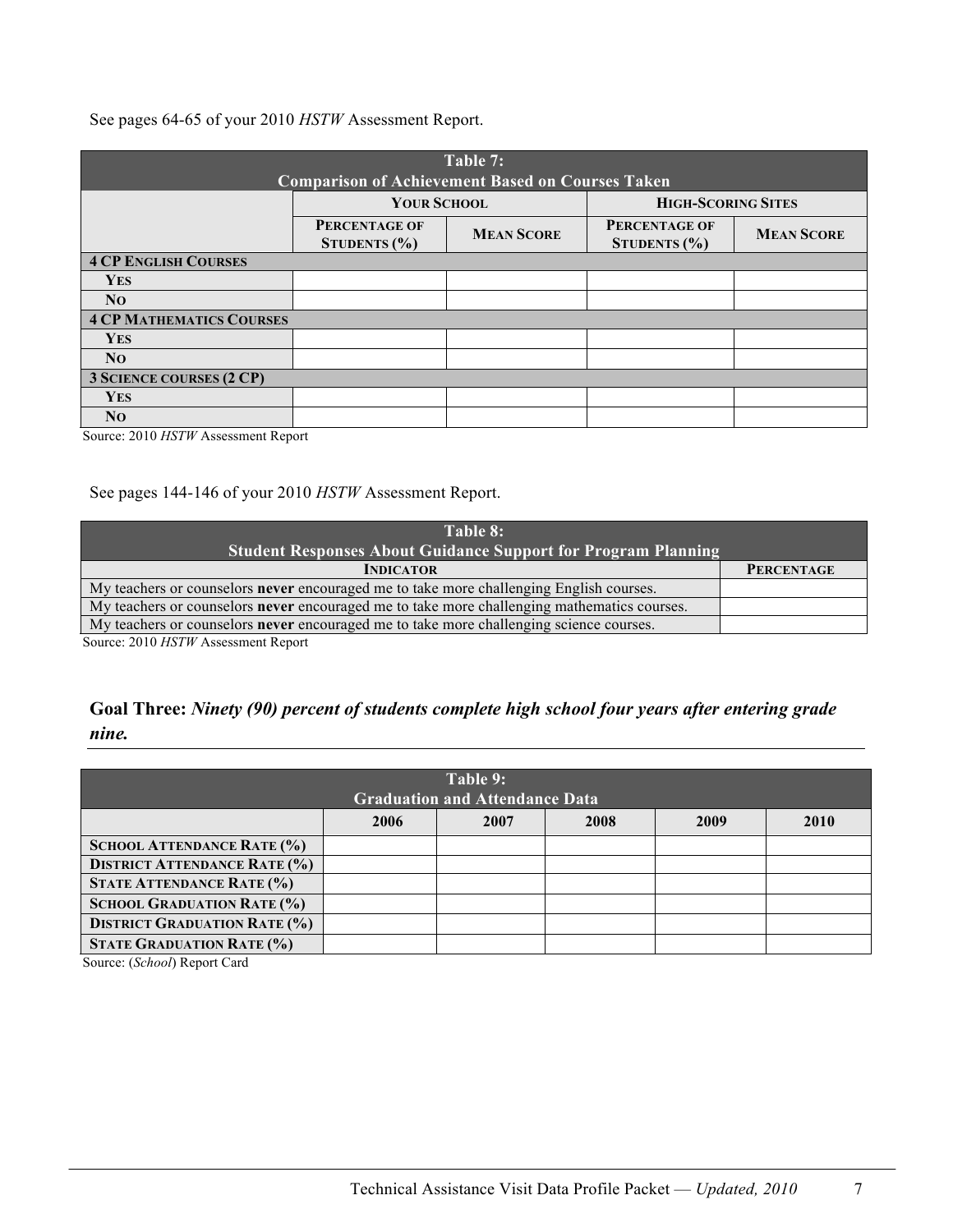See pages 64-65 of your 2010 *HSTW* Assessment Report.

| Table 7: Comparison of Achievement Based on Courses Taken | | | | |
|---|---|---|---|---|
| | **Your School** | | **High-Scoring Sites** | |
| | **Percentage of Students (%)** | **Mean Score** | **Percentage of Students (%)** | **Mean Score** |
| **4 CP English Courses** | | | | |
| **Yes** | | | | |
| **No** | | | | |
| **4 CP Mathematics Courses** | | | | |
| **Yes** | | | | |
| **No** | | | | |
| **3 Science courses (2 CP)** | | | | |
| **Yes** | | | | |
| **No** | | | | |

Source: 2010 *HSTW* Assessment Report

See pages 144-146 of your 2010 *HSTW* Assessment Report.

| Table 8: Student Responses About Guidance Support for Program Planning | |
|---|---|
| **Indicator** | **Percentage** |
| My teachers or counselors **never** encouraged me to take more challenging English courses. | |
| My teachers or counselors **never** encouraged me to take more challenging mathematics courses. | |
| My teachers or counselors **never** encouraged me to take more challenging science courses. | |

Source: 2010 *HSTW* Assessment Report

## Goal Three: *Ninety (90) percent of students complete high school four years after entering grade nine.*

| Table 9: Graduation and Attendance Data | | | | | |
|---|---|---|---|---|---|
| | **2006** | **2007** | **2008** | **2009** | **2010** |
| **School Attendance Rate (%)** | | | | | |
| **District Attendance Rate (%)** | | | | | |
| **State Attendance Rate (%)** | | | | | |
| **School Graduation Rate (%)** | | | | | |
| **District Graduation Rate (%)** | | | | | |
| **State Graduation Rate (%)** | | | | | |

Source: (*School*) Report Card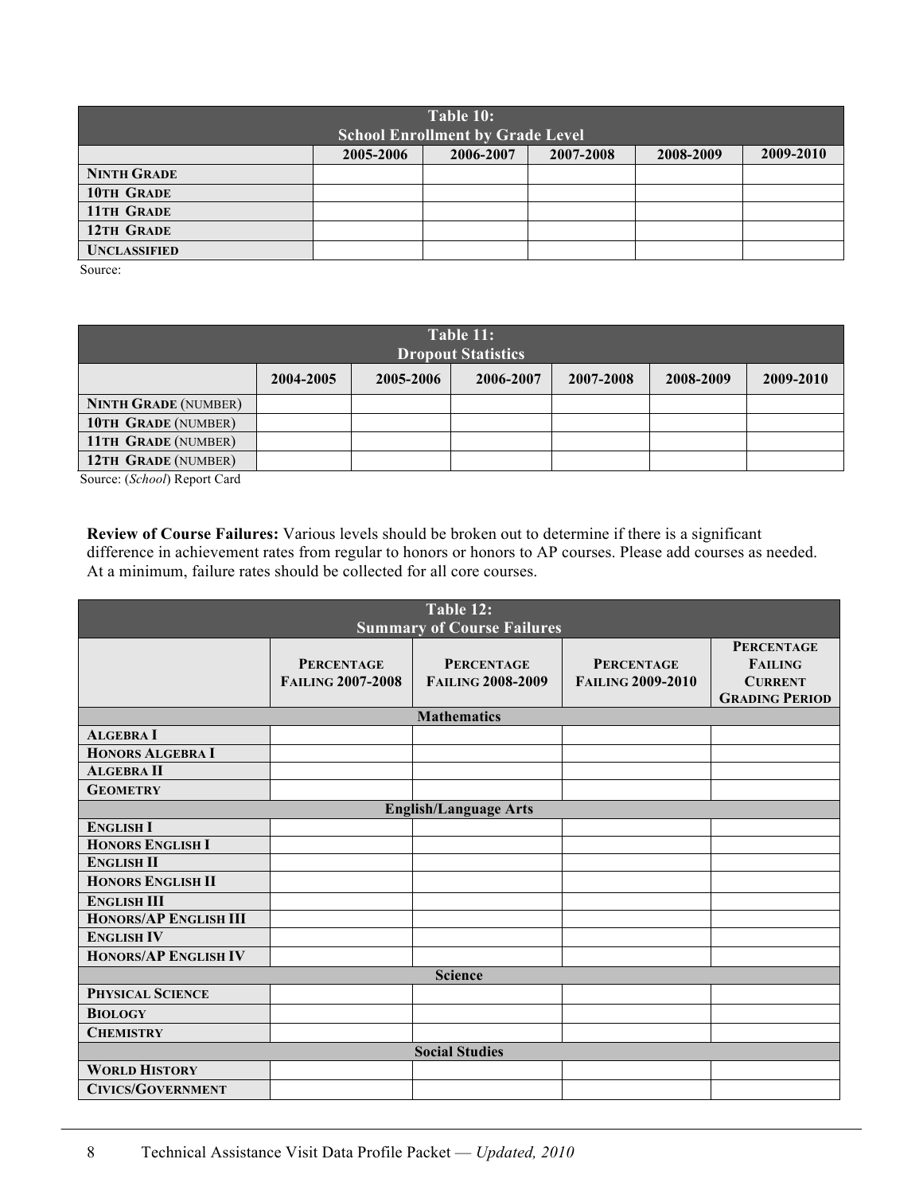| Table 10: School Enrollment by Grade Level | | | | | |
|---|---|---|---|---|---|
| | 2005-2006 | 2006-2007 | 2007-2008 | 2008-2009 | 2009-2010 |
| **NINTH GRADE** | | | | | |
| **10TH GRADE** | | | | | |
| **11TH GRADE** | | | | | |
| **12TH GRADE** | | | | | |
| **UNCLASSIFIED** | | | | | |

Source:

| Table 11: Dropout Statistics | | | | | | |
|---|---|---|---|---|---|---|
| | 2004-2005 | 2005-2006 | 2006-2007 | 2007-2008 | 2008-2009 | 2009-2010 |
| **NINTH GRADE** (NUMBER) | | | | | | |
| **10TH GRADE** (NUMBER) | | | | | | |
| **11TH GRADE** (NUMBER) | | | | | | |
| **12TH GRADE** (NUMBER) | | | | | | |

Source: (*School*) Report Card

**Review of Course Failures:** Various levels should be broken out to determine if there is a significant difference in achievement rates from regular to honors or honors to AP courses. Please add courses as needed. At a minimum, failure rates should be collected for all core courses.

| Table 12: Summary of Course Failures | | | | |
|---|---|---|---|---|
| | **PERCENTAGE FAILING 2007-2008** | **PERCENTAGE FAILING 2008-2009** | **PERCENTAGE FAILING 2009-2010** | **PERCENTAGE FAILING CURRENT GRADING PERIOD** |
| **Mathematics** | | | | |
| **ALGEBRA I** | | | | |
| **HONORS ALGEBRA I** | | | | |
| **ALGEBRA II** | | | | |
| **GEOMETRY** | | | | |
| **English/Language Arts** | | | | |
| **ENGLISH I** | | | | |
| **HONORS ENGLISH I** | | | | |
| **ENGLISH II** | | | | |
| **HONORS ENGLISH II** | | | | |
| **ENGLISH III** | | | | |
| **HONORS/AP ENGLISH III** | | | | |
| **ENGLISH IV** | | | | |
| **HONORS/AP ENGLISH IV** | | | | |
| **Science** | | | | |
| **PHYSICAL SCIENCE** | | | | |
| **BIOLOGY** | | | | |
| **CHEMISTRY** | | | | |
| **Social Studies** | | | | |
| **WORLD HISTORY** | | | | |
| **CIVICS/GOVERNMENT** | | | | |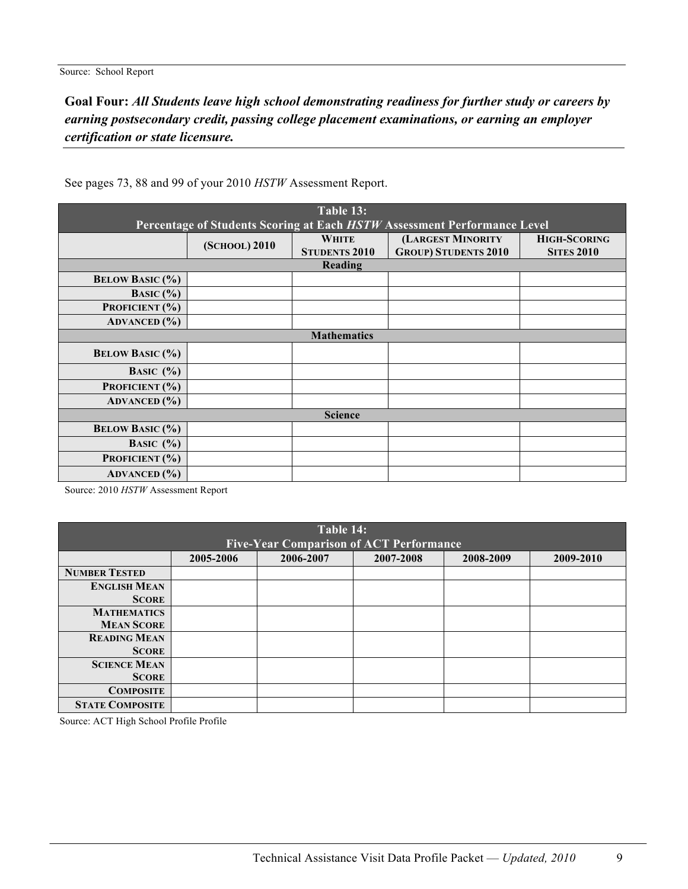Source: School Report

**Goal Four:** ***All Students leave high school demonstrating readiness for further study or careers by earning postsecondary credit, passing college placement examinations, or earning an employer certification or state licensure.***

See pages 73, 88 and 99 of your 2010 *HSTW* Assessment Report.

| Table 13: Percentage of Students Scoring at Each *HSTW* Assessment Performance Level | | | | |
|---|---|---|---|---|
| | (School) 2010 | White Students 2010 | (Largest Minority Group) Students 2010 | High-Scoring Sites 2010 |
| **Reading** | | | | |
| Below Basic (%) | | | | |
| Basic (%) | | | | |
| Proficient (%) | | | | |
| Advanced (%) | | | | |
| **Mathematics** | | | | |
| Below Basic (%) | | | | |
| Basic (%) | | | | |
| Proficient (%) | | | | |
| Advanced (%) | | | | |
| **Science** | | | | |
| Below Basic (%) | | | | |
| Basic (%) | | | | |
| Proficient (%) | | | | |
| Advanced (%) | | | | |

Source: 2010 *HSTW* Assessment Report

| Table 14: Five-Year Comparison of ACT Performance | | | | | |
|---|---|---|---|---|---|
| | 2005-2006 | 2006-2007 | 2007-2008 | 2008-2009 | 2009-2010 |
| Number Tested | | | | | |
| English Mean Score | | | | | |
| Mathematics Mean Score | | | | | |
| Reading Mean Score | | | | | |
| Science Mean Score | | | | | |
| Composite | | | | | |
| State Composite | | | | | |

Source: ACT High School Profile Profile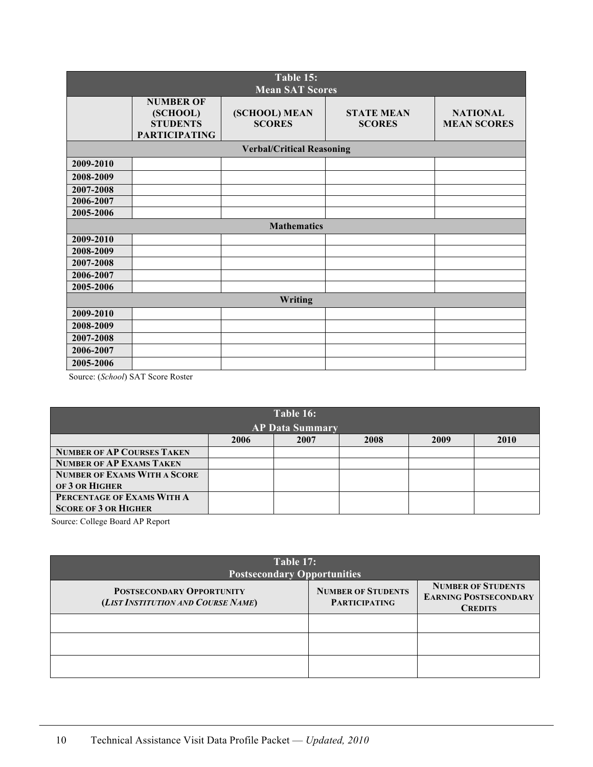| Table 15: Mean SAT Scores | | | | |
|---|---|---|---|---|
| | **NUMBER OF (SCHOOL) STUDENTS PARTICIPATING** | **(SCHOOL) MEAN SCORES** | **STATE MEAN SCORES** | **NATIONAL MEAN SCORES** |
| **Verbal/Critical Reasoning** | | | | |
| **2009-2010** | | | | |
| **2008-2009** | | | | |
| **2007-2008** | | | | |
| **2006-2007** | | | | |
| **2005-2006** | | | | |
| **Mathematics** | | | | |
| **2009-2010** | | | | |
| **2008-2009** | | | | |
| **2007-2008** | | | | |
| **2006-2007** | | | | |
| **2005-2006** | | | | |
| **Writing** | | | | |
| **2009-2010** | | | | |
| **2008-2009** | | | | |
| **2007-2008** | | | | |
| **2006-2007** | | | | |
| **2005-2006** | | | | |

Source: (*School*) SAT Score Roster

| Table 16: AP Data Summary | | | | | |
|---|---|---|---|---|---|
| | **2006** | **2007** | **2008** | **2009** | **2010** |
| **NUMBER OF AP COURSES TAKEN** | | | | | |
| **NUMBER OF AP EXAMS TAKEN** | | | | | |
| **NUMBER OF EXAMS WITH A SCORE OF 3 OR HIGHER** | | | | | |
| **PERCENTAGE OF EXAMS WITH A SCORE OF 3 OR HIGHER** | | | | | |

Source: College Board AP Report

| Table 17: Postsecondary Opportunities | | |
|---|---|---|
| **POSTSECONDARY OPPORTUNITY (*LIST INSTITUTION AND COURSE NAME*)** | **NUMBER OF STUDENTS PARTICIPATING** | **NUMBER OF STUDENTS EARNING POSTSECONDARY CREDITS** |
| | | |
| | | |
| | | |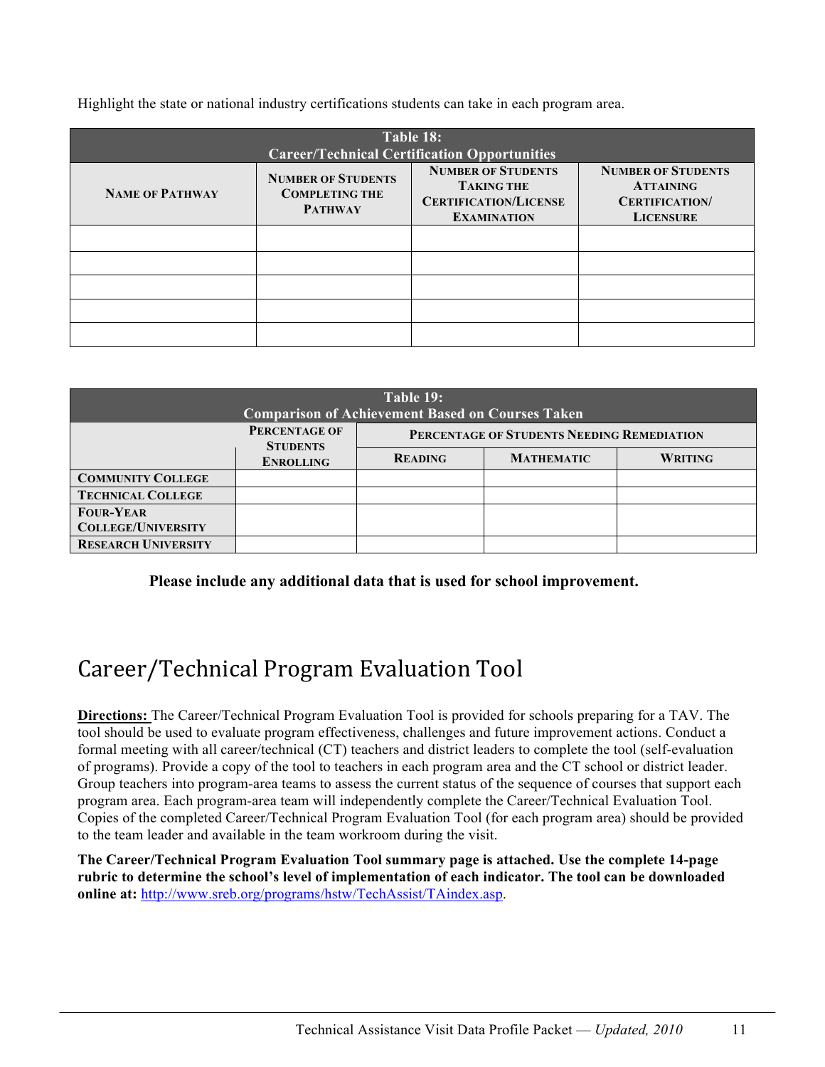Highlight the state or national industry certifications students can take in each program area.

**Table 18:**
**Career/Technical Certification Opportunities**

| Name of Pathway | Number of Students Completing the Pathway | Number of Students Taking the Certification/License Examination | Number of Students Attaining Certification/ Licensure |
|---|---|---|---|
| | | | |
| | | | |
| | | | |
| | | | |
| | | | |

**Table 19:**
**Comparison of Achievement Based on Courses Taken**

| | Percentage of Students Enrolling | Percentage of Students Needing Remediation | | |
|---|---|---|---|---|
| | | Reading | Mathematic | Writing |
| Community College | | | | |
| Technical College | | | | |
| Four-Year College/University | | | | |
| Research University | | | | |

**Please include any additional data that is used for school improvement.**

# Career/Technical Program Evaluation Tool

**Directions:** The Career/Technical Program Evaluation Tool is provided for schools preparing for a TAV. The tool should be used to evaluate program effectiveness, challenges and future improvement actions. Conduct a formal meeting with all career/technical (CT) teachers and district leaders to complete the tool (self-evaluation of programs). Provide a copy of the tool to teachers in each program area and the CT school or district leader. Group teachers into program-area teams to assess the current status of the sequence of courses that support each program area. Each program-area team will independently complete the Career/Technical Evaluation Tool. Copies of the completed Career/Technical Program Evaluation Tool (for each program area) should be provided to the team leader and available in the team workroom during the visit.

**The Career/Technical Program Evaluation Tool summary page is attached. Use the complete 14-page rubric to determine the school's level of implementation of each indicator. The tool can be downloaded online at:** http://www.sreb.org/programs/hstw/TechAssist/TAindex.asp.